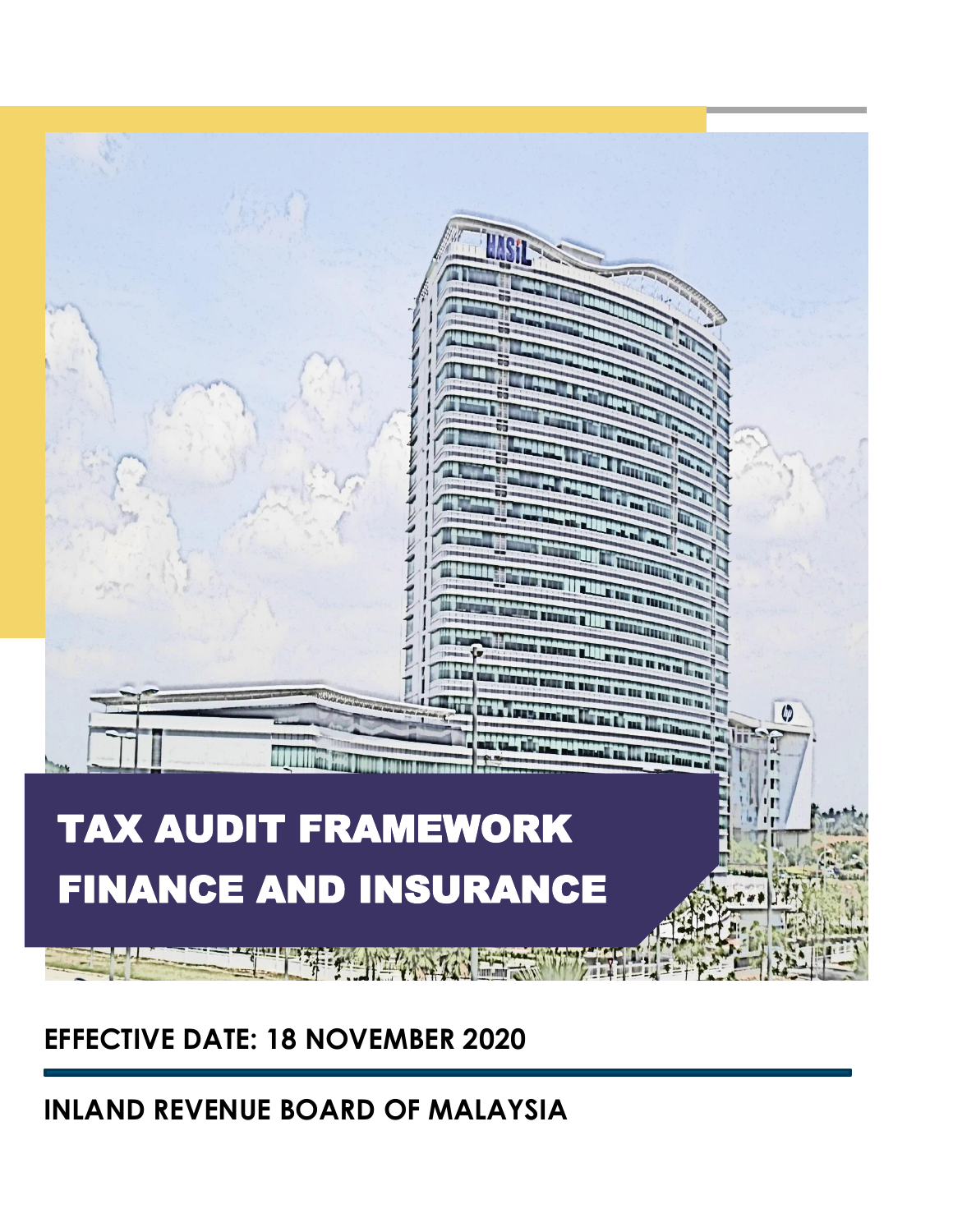# TAX AUDIT FRAMEWORK FINANCE AND INSURANCE

**EFFECTIVE DATE: 18 NOVEMBER 2020**

**INLAND REVENUE BOARD OF MALAYSIA**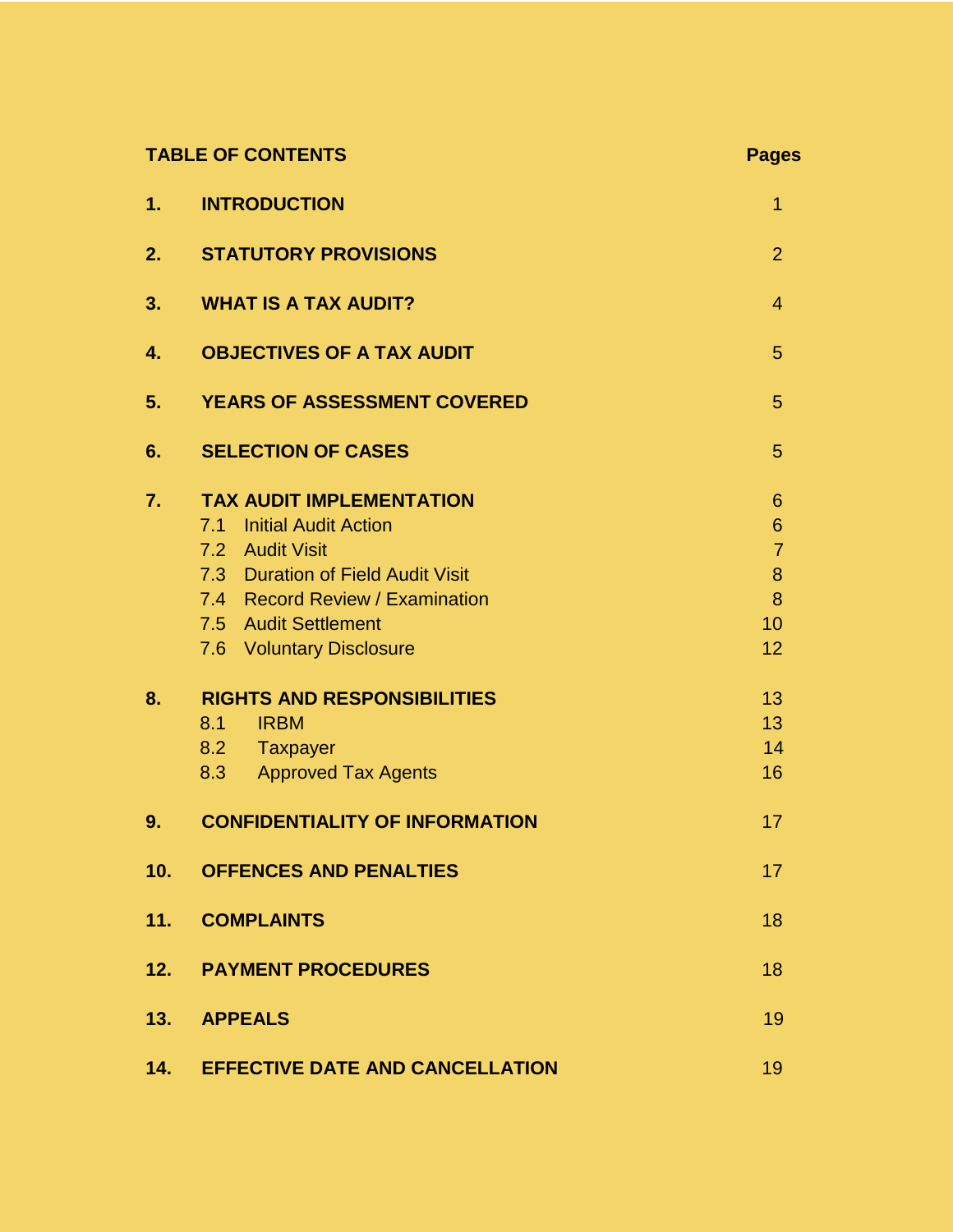## TABLE OF CONTENTS

| | | Pages |
|---|---|---|
| **1.** | **INTRODUCTION** | 1 |
| **2.** | **STATUTORY PROVISIONS** | 2 |
| **3.** | **WHAT IS A TAX AUDIT?** | 4 |
| **4.** | **OBJECTIVES OF A TAX AUDIT** | 5 |
| **5.** | **YEARS OF ASSESSMENT COVERED** | 5 |
| **6.** | **SELECTION OF CASES** | 5 |
| **7.** | **TAX AUDIT IMPLEMENTATION** | 6 |
| | 7.1 Initial Audit Action | 6 |
| | 7.2 Audit Visit | 7 |
| | 7.3 Duration of Field Audit Visit | 8 |
| | 7.4 Record Review / Examination | 8 |
| | 7.5 Audit Settlement | 10 |
| | 7.6 Voluntary Disclosure | 12 |
| **8.** | **RIGHTS AND RESPONSIBILITIES** | 13 |
| | 8.1 IRBM | 13 |
| | 8.2 Taxpayer | 14 |
| | 8.3 Approved Tax Agents | 16 |
| **9.** | **CONFIDENTIALITY OF INFORMATION** | 17 |
| **10.** | **OFFENCES AND PENALTIES** | 17 |
| **11.** | **COMPLAINTS** | 18 |
| **12.** | **PAYMENT PROCEDURES** | 18 |
| **13.** | **APPEALS** | 19 |
| **14.** | **EFFECTIVE DATE AND CANCELLATION** | 19 |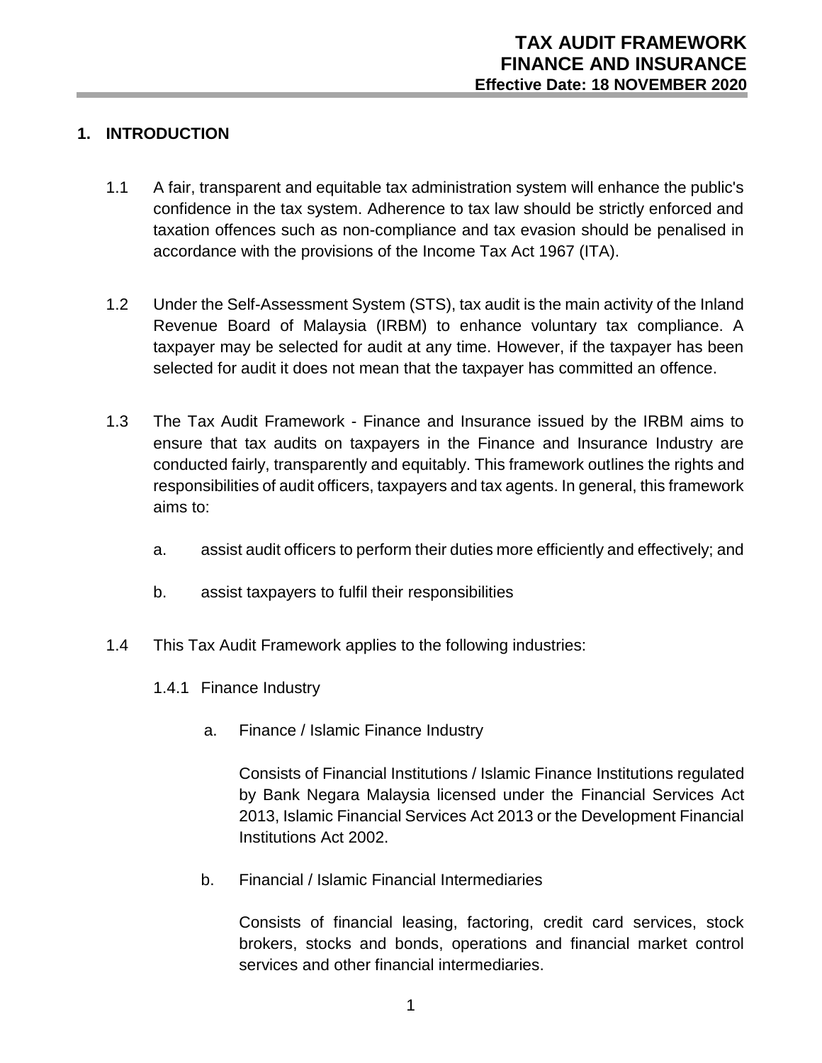## 1. INTRODUCTION

1.1 A fair, transparent and equitable tax administration system will enhance the public's confidence in the tax system. Adherence to tax law should be strictly enforced and taxation offences such as non-compliance and tax evasion should be penalised in accordance with the provisions of the Income Tax Act 1967 (ITA).

1.2 Under the Self-Assessment System (STS), tax audit is the main activity of the Inland Revenue Board of Malaysia (IRBM) to enhance voluntary tax compliance. A taxpayer may be selected for audit at any time. However, if the taxpayer has been selected for audit it does not mean that the taxpayer has committed an offence.

1.3 The Tax Audit Framework - Finance and Insurance issued by the IRBM aims to ensure that tax audits on taxpayers in the Finance and Insurance Industry are conducted fairly, transparently and equitably. This framework outlines the rights and responsibilities of audit officers, taxpayers and tax agents. In general, this framework aims to:

a. assist audit officers to perform their duties more efficiently and effectively; and

b. assist taxpayers to fulfil their responsibilities

1.4 This Tax Audit Framework applies to the following industries:

1.4.1 Finance Industry

a. Finance / Islamic Finance Industry

Consists of Financial Institutions / Islamic Finance Institutions regulated by Bank Negara Malaysia licensed under the Financial Services Act 2013, Islamic Financial Services Act 2013 or the Development Financial Institutions Act 2002.

b. Financial / Islamic Financial Intermediaries

Consists of financial leasing, factoring, credit card services, stock brokers, stocks and bonds, operations and financial market control services and other financial intermediaries.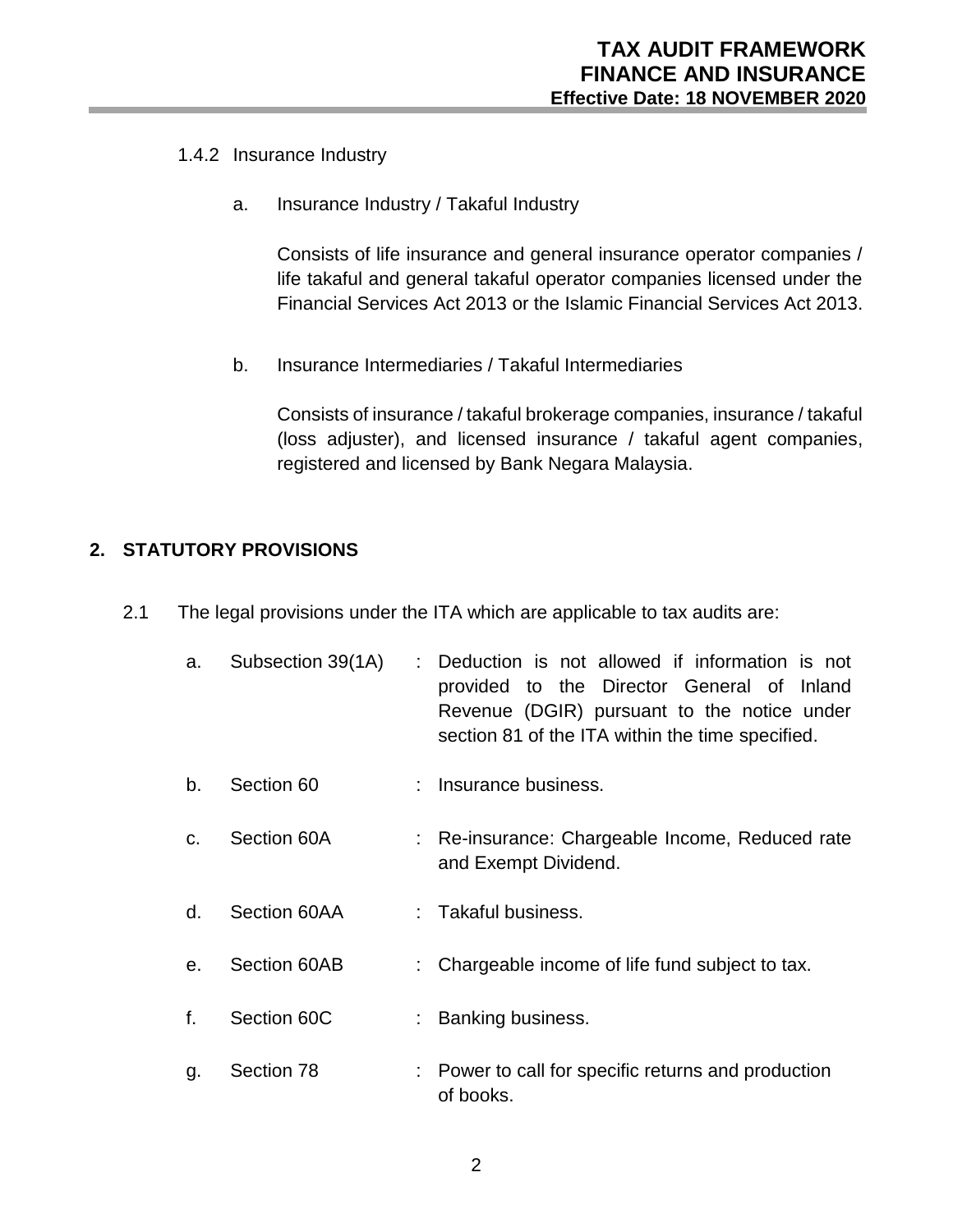#### 1.4.2 Insurance Industry

a. Insurance Industry / Takaful Industry

Consists of life insurance and general insurance operator companies / life takaful and general takaful operator companies licensed under the Financial Services Act 2013 or the Islamic Financial Services Act 2013.

b. Insurance Intermediaries / Takaful Intermediaries

Consists of insurance / takaful brokerage companies, insurance / takaful (loss adjuster), and licensed insurance / takaful agent companies, registered and licensed by Bank Negara Malaysia.

## 2. STATUTORY PROVISIONS

2.1 The legal provisions under the ITA which are applicable to tax audits are:

| | | | |
|---|---|---|---|
| a. | Subsection 39(1A) | : | Deduction is not allowed if information is not provided to the Director General of Inland Revenue (DGIR) pursuant to the notice under section 81 of the ITA within the time specified. |
| b. | Section 60 | : | Insurance business. |
| c. | Section 60A | : | Re-insurance: Chargeable Income, Reduced rate and Exempt Dividend. |
| d. | Section 60AA | : | Takaful business. |
| e. | Section 60AB | : | Chargeable income of life fund subject to tax. |
| f. | Section 60C | : | Banking business. |
| g. | Section 78 | : | Power to call for specific returns and production of books. |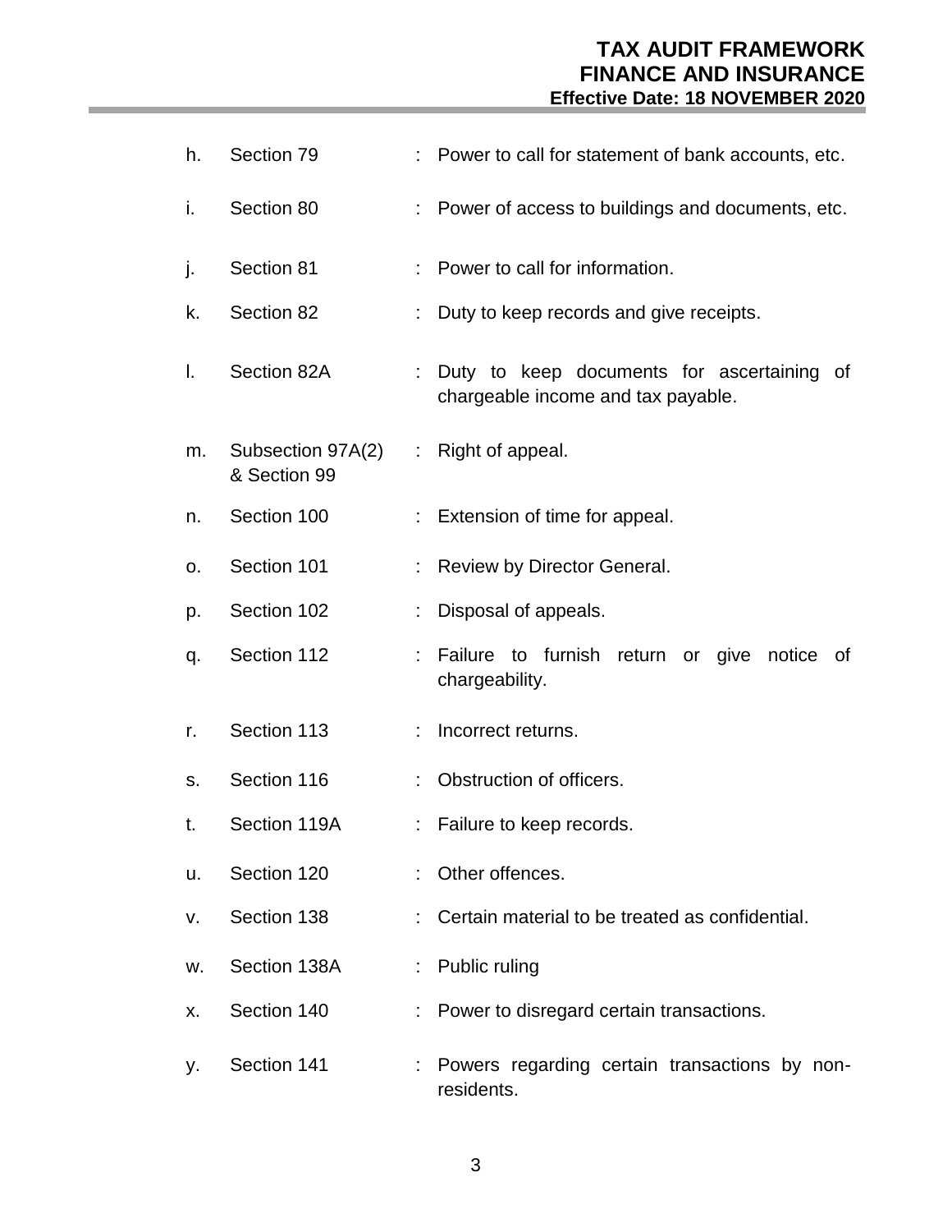h. Section 79 : Power to call for statement of bank accounts, etc.

i. Section 80 : Power of access to buildings and documents, etc.

j. Section 81 : Power to call for information.

k. Section 82 : Duty to keep records and give receipts.

l. Section 82A : Duty to keep documents for ascertaining of chargeable income and tax payable.

m. Subsection 97A(2) & Section 99 : Right of appeal.

n. Section 100 : Extension of time for appeal.

o. Section 101 : Review by Director General.

p. Section 102 : Disposal of appeals.

q. Section 112 : Failure to furnish return or give notice of chargeability.

r. Section 113 : Incorrect returns.

s. Section 116 : Obstruction of officers.

t. Section 119A : Failure to keep records.

u. Section 120 : Other offences.

v. Section 138 : Certain material to be treated as confidential.

w. Section 138A : Public ruling

x. Section 140 : Power to disregard certain transactions.

y. Section 141 : Powers regarding certain transactions by non-residents.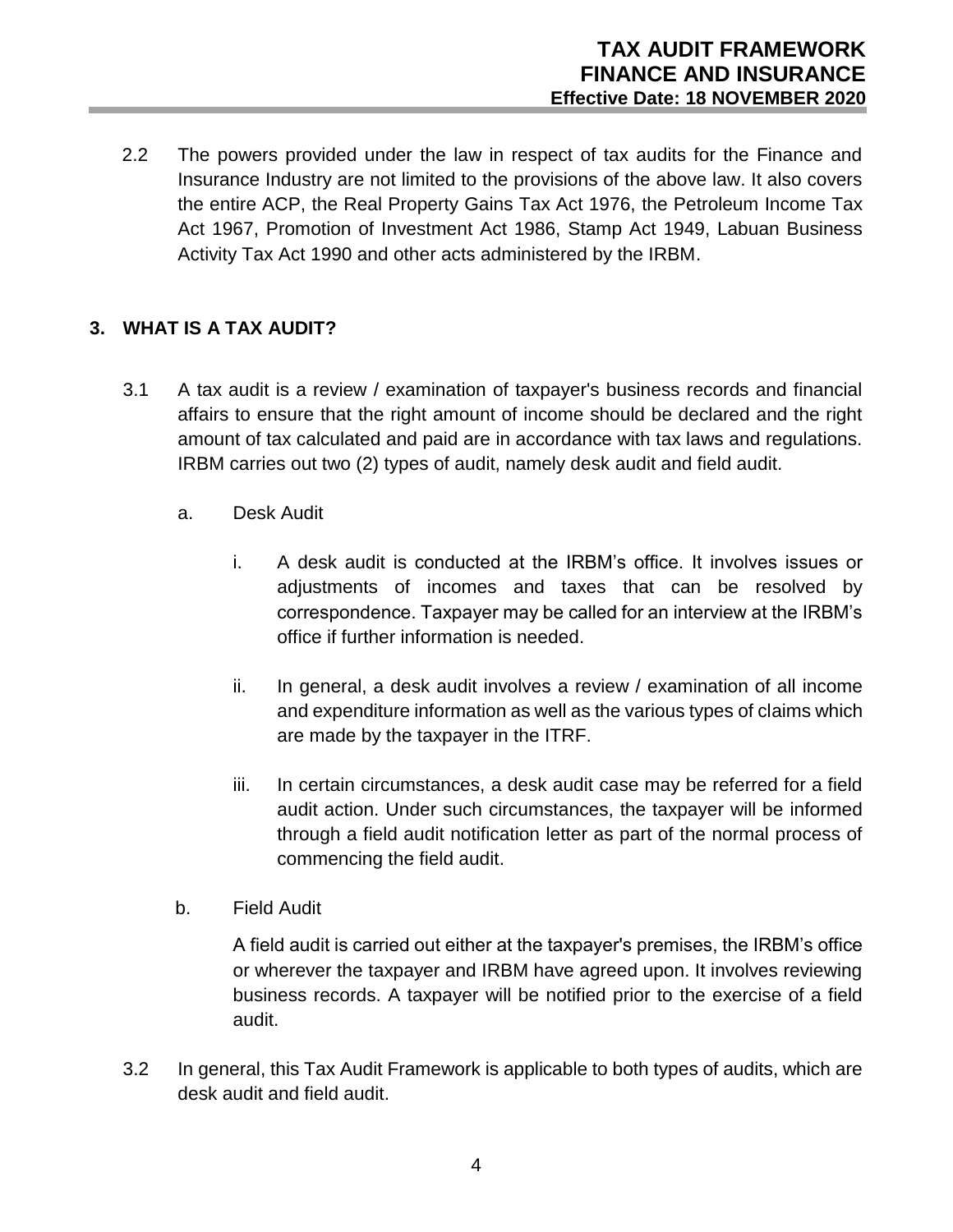2.2 The powers provided under the law in respect of tax audits for the Finance and Insurance Industry are not limited to the provisions of the above law. It also covers the entire ACP, the Real Property Gains Tax Act 1976, the Petroleum Income Tax Act 1967, Promotion of Investment Act 1986, Stamp Act 1949, Labuan Business Activity Tax Act 1990 and other acts administered by the IRBM.

## 3. WHAT IS A TAX AUDIT?

3.1 A tax audit is a review / examination of taxpayer's business records and financial affairs to ensure that the right amount of income should be declared and the right amount of tax calculated and paid are in accordance with tax laws and regulations. IRBM carries out two (2) types of audit, namely desk audit and field audit.

a. Desk Audit

i. A desk audit is conducted at the IRBM's office. It involves issues or adjustments of incomes and taxes that can be resolved by correspondence. Taxpayer may be called for an interview at the IRBM's office if further information is needed.

ii. In general, a desk audit involves a review / examination of all income and expenditure information as well as the various types of claims which are made by the taxpayer in the ITRF.

iii. In certain circumstances, a desk audit case may be referred for a field audit action. Under such circumstances, the taxpayer will be informed through a field audit notification letter as part of the normal process of commencing the field audit.

b. Field Audit

A field audit is carried out either at the taxpayer's premises, the IRBM's office or wherever the taxpayer and IRBM have agreed upon. It involves reviewing business records. A taxpayer will be notified prior to the exercise of a field audit.

3.2 In general, this Tax Audit Framework is applicable to both types of audits, which are desk audit and field audit.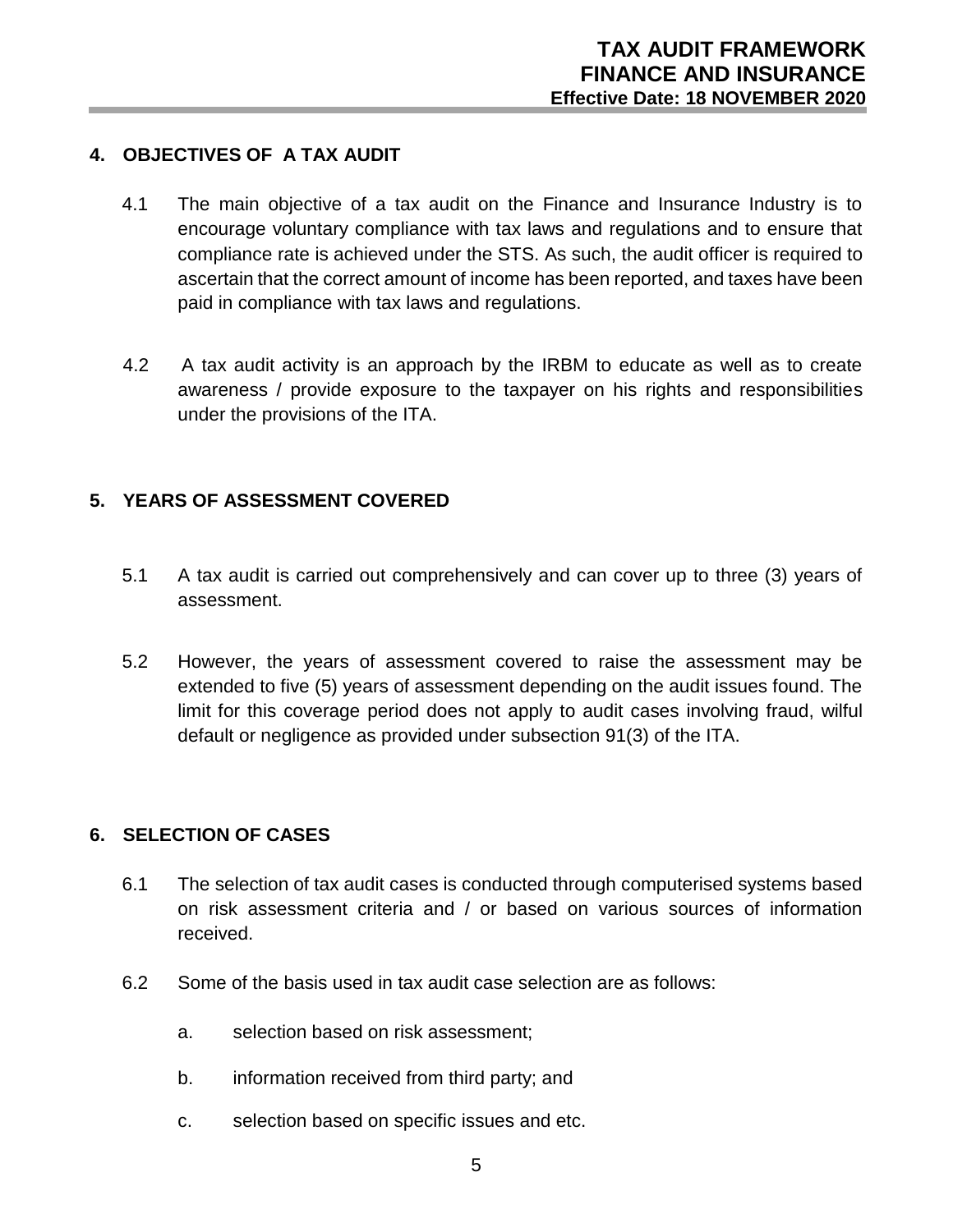## 4. OBJECTIVES OF A TAX AUDIT

4.1 The main objective of a tax audit on the Finance and Insurance Industry is to encourage voluntary compliance with tax laws and regulations and to ensure that compliance rate is achieved under the STS. As such, the audit officer is required to ascertain that the correct amount of income has been reported, and taxes have been paid in compliance with tax laws and regulations.

4.2 A tax audit activity is an approach by the IRBM to educate as well as to create awareness / provide exposure to the taxpayer on his rights and responsibilities under the provisions of the ITA.

## 5. YEARS OF ASSESSMENT COVERED

5.1 A tax audit is carried out comprehensively and can cover up to three (3) years of assessment.

5.2 However, the years of assessment covered to raise the assessment may be extended to five (5) years of assessment depending on the audit issues found. The limit for this coverage period does not apply to audit cases involving fraud, wilful default or negligence as provided under subsection 91(3) of the ITA.

## 6. SELECTION OF CASES

6.1 The selection of tax audit cases is conducted through computerised systems based on risk assessment criteria and / or based on various sources of information received.

6.2 Some of the basis used in tax audit case selection are as follows:

a. selection based on risk assessment;

b. information received from third party; and

c. selection based on specific issues and etc.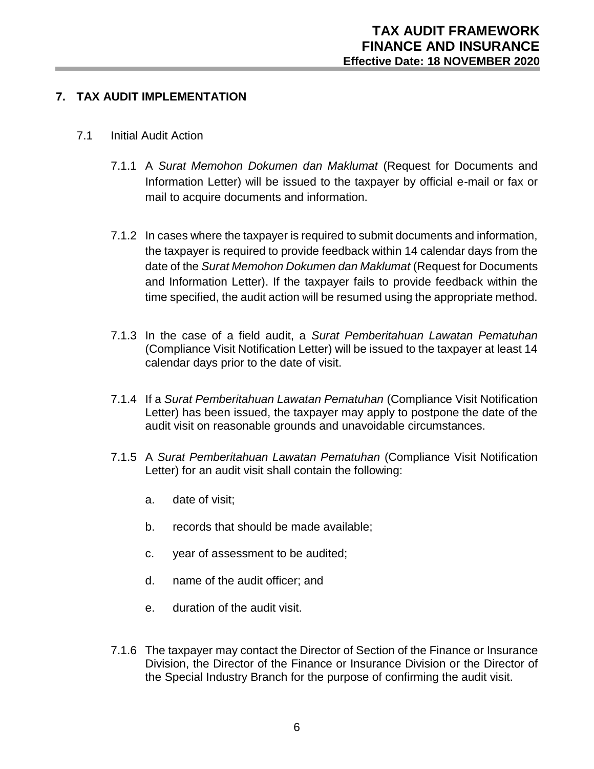## 7. TAX AUDIT IMPLEMENTATION

### 7.1 Initial Audit Action

7.1.1 A *Surat Memohon Dokumen dan Maklumat* (Request for Documents and Information Letter) will be issued to the taxpayer by official e-mail or fax or mail to acquire documents and information.

7.1.2 In cases where the taxpayer is required to submit documents and information, the taxpayer is required to provide feedback within 14 calendar days from the date of the *Surat Memohon Dokumen dan Maklumat* (Request for Documents and Information Letter). If the taxpayer fails to provide feedback within the time specified, the audit action will be resumed using the appropriate method.

7.1.3 In the case of a field audit, a *Surat Pemberitahuan Lawatan Pematuhan* (Compliance Visit Notification Letter) will be issued to the taxpayer at least 14 calendar days prior to the date of visit.

7.1.4 If a *Surat Pemberitahuan Lawatan Pematuhan* (Compliance Visit Notification Letter) has been issued, the taxpayer may apply to postpone the date of the audit visit on reasonable grounds and unavoidable circumstances.

7.1.5 A *Surat Pemberitahuan Lawatan Pematuhan* (Compliance Visit Notification Letter) for an audit visit shall contain the following:

a. date of visit;

b. records that should be made available;

c. year of assessment to be audited;

d. name of the audit officer; and

e. duration of the audit visit.

7.1.6 The taxpayer may contact the Director of Section of the Finance or Insurance Division, the Director of the Finance or Insurance Division or the Director of the Special Industry Branch for the purpose of confirming the audit visit.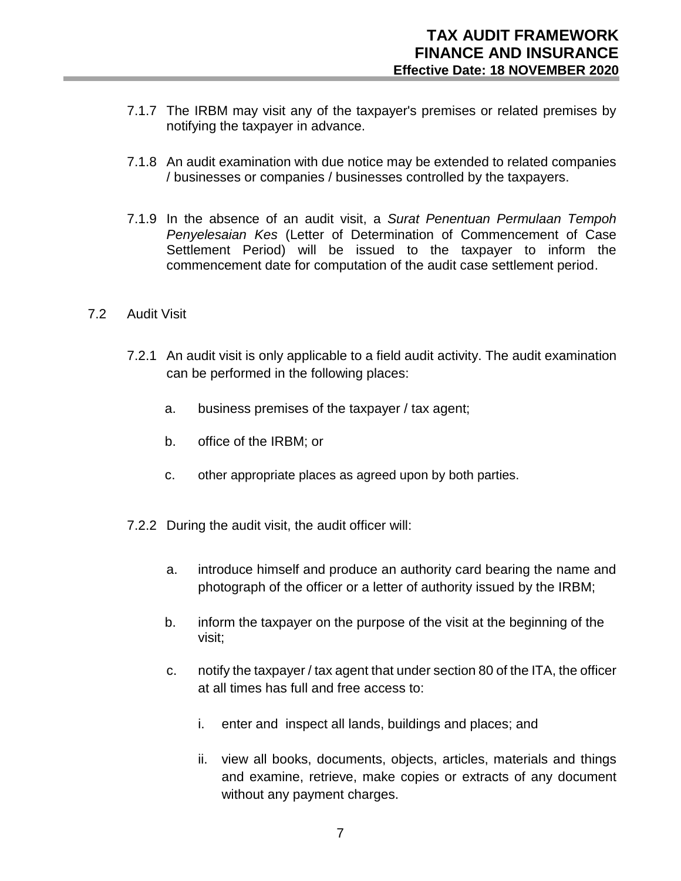7.1.7 The IRBM may visit any of the taxpayer's premises or related premises by notifying the taxpayer in advance.

7.1.8 An audit examination with due notice may be extended to related companies / businesses or companies / businesses controlled by the taxpayers.

7.1.9 In the absence of an audit visit, a *Surat Penentuan Permulaan Tempoh Penyelesaian Kes* (Letter of Determination of Commencement of Case Settlement Period) will be issued to the taxpayer to inform the commencement date for computation of the audit case settlement period.

7.2 Audit Visit

7.2.1 An audit visit is only applicable to a field audit activity. The audit examination can be performed in the following places:

a. business premises of the taxpayer / tax agent;

b. office of the IRBM; or

c. other appropriate places as agreed upon by both parties.

7.2.2 During the audit visit, the audit officer will:

a. introduce himself and produce an authority card bearing the name and photograph of the officer or a letter of authority issued by the IRBM;

b. inform the taxpayer on the purpose of the visit at the beginning of the visit;

c. notify the taxpayer / tax agent that under section 80 of the ITA, the officer at all times has full and free access to:

i. enter and inspect all lands, buildings and places; and

ii. view all books, documents, objects, articles, materials and things and examine, retrieve, make copies or extracts of any document without any payment charges.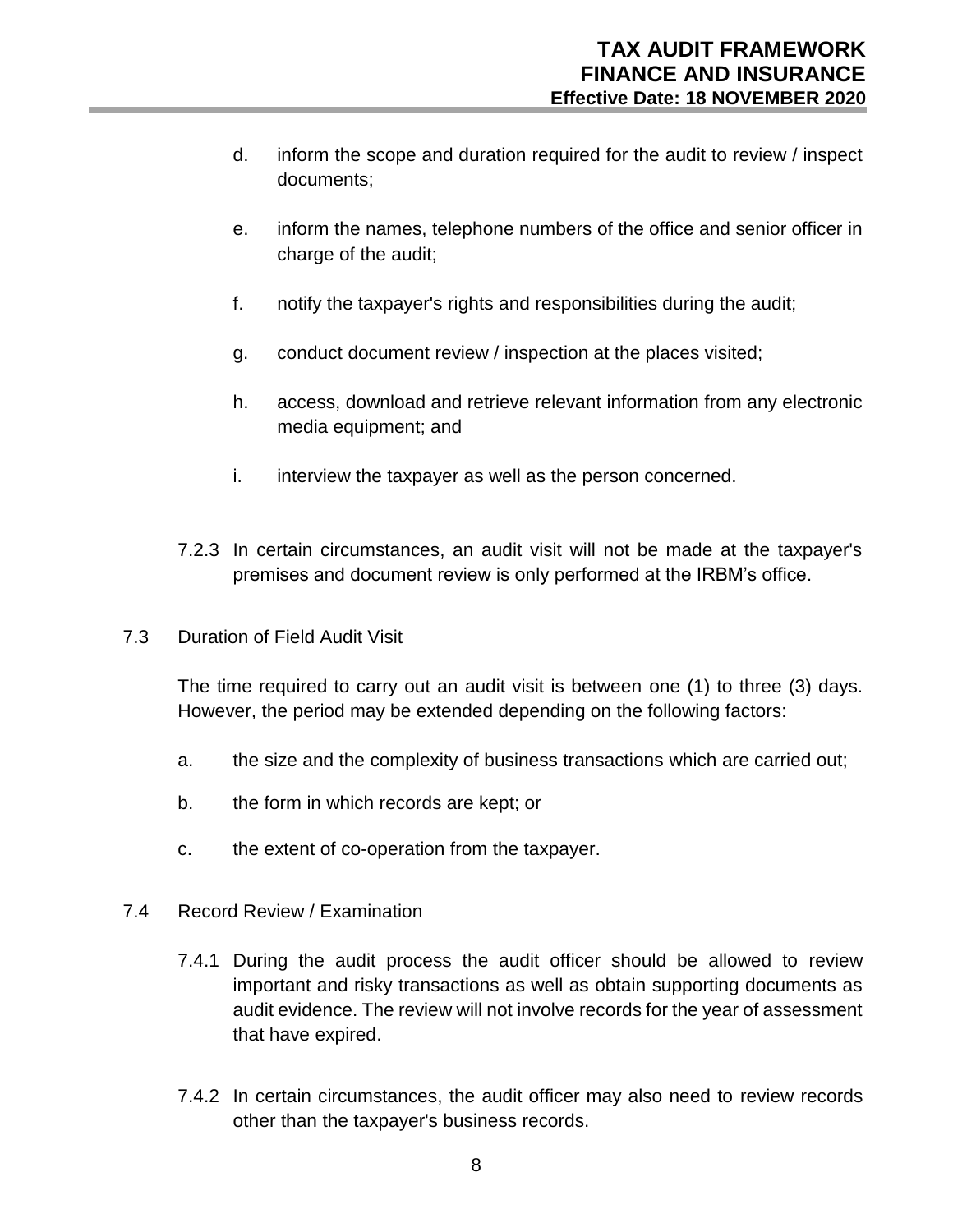d. inform the scope and duration required for the audit to review / inspect documents;

e. inform the names, telephone numbers of the office and senior officer in charge of the audit;

f. notify the taxpayer's rights and responsibilities during the audit;

g. conduct document review / inspection at the places visited;

h. access, download and retrieve relevant information from any electronic media equipment; and

i. interview the taxpayer as well as the person concerned.

7.2.3 In certain circumstances, an audit visit will not be made at the taxpayer's premises and document review is only performed at the IRBM's office.

## 7.3 Duration of Field Audit Visit

The time required to carry out an audit visit is between one (1) to three (3) days. However, the period may be extended depending on the following factors:

a. the size and the complexity of business transactions which are carried out;

b. the form in which records are kept; or

c. the extent of co-operation from the taxpayer.

## 7.4 Record Review / Examination

7.4.1 During the audit process the audit officer should be allowed to review important and risky transactions as well as obtain supporting documents as audit evidence. The review will not involve records for the year of assessment that have expired.

7.4.2 In certain circumstances, the audit officer may also need to review records other than the taxpayer's business records.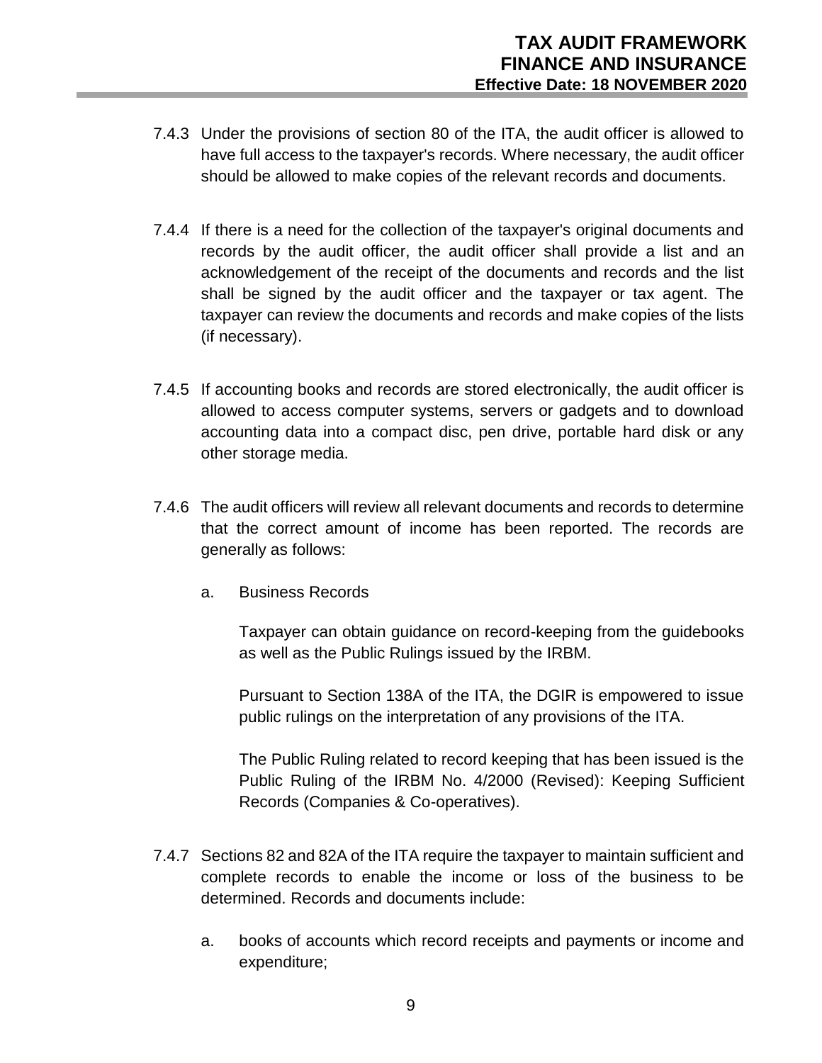7.4.3 Under the provisions of section 80 of the ITA, the audit officer is allowed to have full access to the taxpayer's records. Where necessary, the audit officer should be allowed to make copies of the relevant records and documents.

7.4.4 If there is a need for the collection of the taxpayer's original documents and records by the audit officer, the audit officer shall provide a list and an acknowledgement of the receipt of the documents and records and the list shall be signed by the audit officer and the taxpayer or tax agent. The taxpayer can review the documents and records and make copies of the lists (if necessary).

7.4.5 If accounting books and records are stored electronically, the audit officer is allowed to access computer systems, servers or gadgets and to download accounting data into a compact disc, pen drive, portable hard disk or any other storage media.

7.4.6 The audit officers will review all relevant documents and records to determine that the correct amount of income has been reported. The records are generally as follows:

a. Business Records

Taxpayer can obtain guidance on record-keeping from the guidebooks as well as the Public Rulings issued by the IRBM.

Pursuant to Section 138A of the ITA, the DGIR is empowered to issue public rulings on the interpretation of any provisions of the ITA.

The Public Ruling related to record keeping that has been issued is the Public Ruling of the IRBM No. 4/2000 (Revised): Keeping Sufficient Records (Companies & Co-operatives).

7.4.7 Sections 82 and 82A of the ITA require the taxpayer to maintain sufficient and complete records to enable the income or loss of the business to be determined. Records and documents include:

a. books of accounts which record receipts and payments or income and expenditure;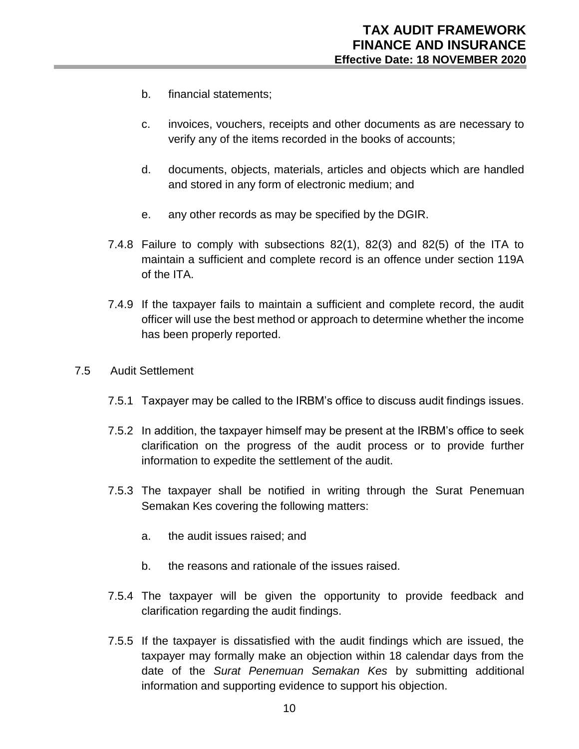b. financial statements;

c. invoices, vouchers, receipts and other documents as are necessary to verify any of the items recorded in the books of accounts;

d. documents, objects, materials, articles and objects which are handled and stored in any form of electronic medium; and

e. any other records as may be specified by the DGIR.

7.4.8 Failure to comply with subsections 82(1), 82(3) and 82(5) of the ITA to maintain a sufficient and complete record is an offence under section 119A of the ITA.

7.4.9 If the taxpayer fails to maintain a sufficient and complete record, the audit officer will use the best method or approach to determine whether the income has been properly reported.

7.5 Audit Settlement

7.5.1 Taxpayer may be called to the IRBM's office to discuss audit findings issues.

7.5.2 In addition, the taxpayer himself may be present at the IRBM's office to seek clarification on the progress of the audit process or to provide further information to expedite the settlement of the audit.

7.5.3 The taxpayer shall be notified in writing through the Surat Penemuan Semakan Kes covering the following matters:

a. the audit issues raised; and

b. the reasons and rationale of the issues raised.

7.5.4 The taxpayer will be given the opportunity to provide feedback and clarification regarding the audit findings.

7.5.5 If the taxpayer is dissatisfied with the audit findings which are issued, the taxpayer may formally make an objection within 18 calendar days from the date of the *Surat Penemuan Semakan Kes* by submitting additional information and supporting evidence to support his objection.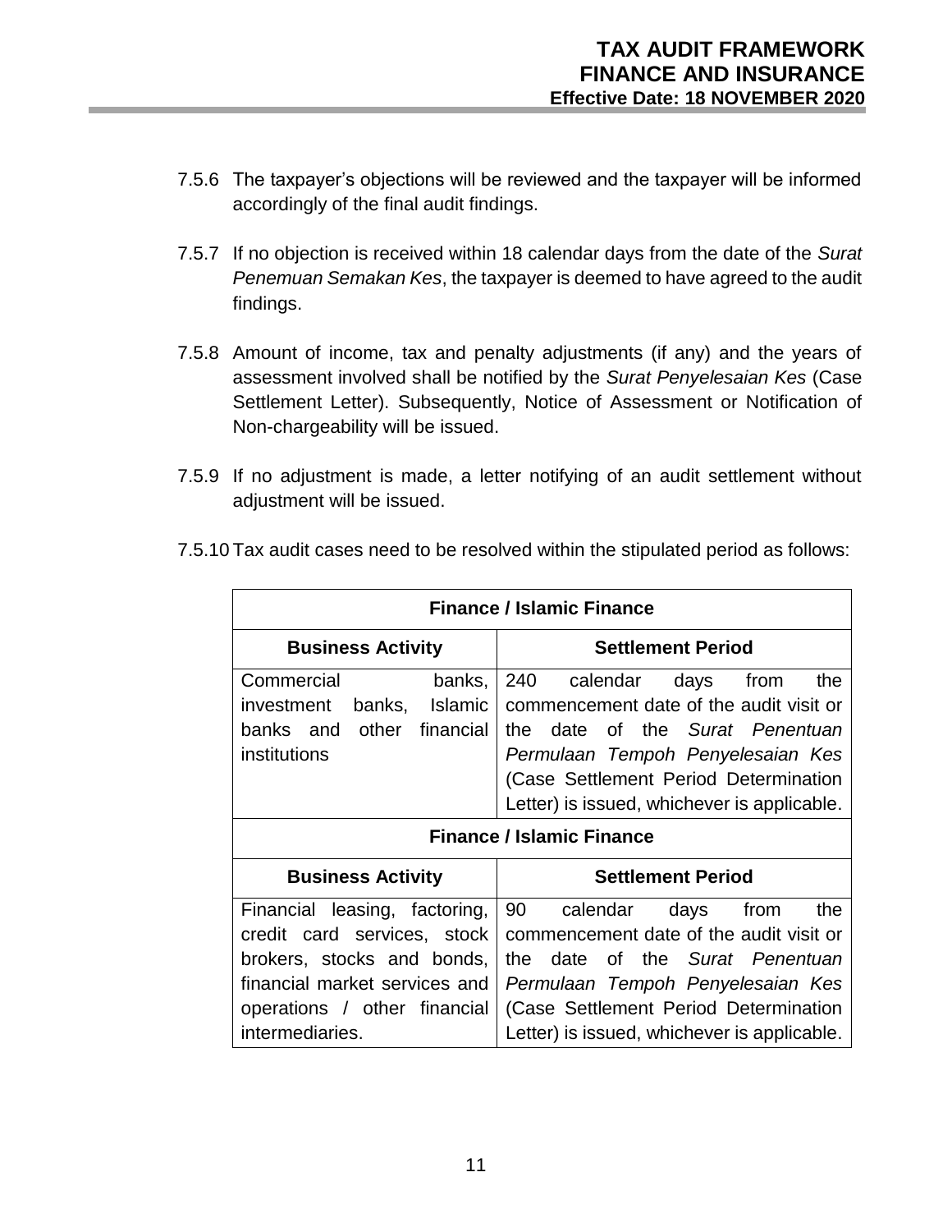7.5.6 The taxpayer's objections will be reviewed and the taxpayer will be informed accordingly of the final audit findings.

7.5.7 If no objection is received within 18 calendar days from the date of the *Surat Penemuan Semakan Kes*, the taxpayer is deemed to have agreed to the audit findings.

7.5.8 Amount of income, tax and penalty adjustments (if any) and the years of assessment involved shall be notified by the *Surat Penyelesaian Kes* (Case Settlement Letter). Subsequently, Notice of Assessment or Notification of Non-chargeability will be issued.

7.5.9 If no adjustment is made, a letter notifying of an audit settlement without adjustment will be issued.

7.5.10 Tax audit cases need to be resolved within the stipulated period as follows:

| **Finance / Islamic Finance** | |
|---|---|
| **Business Activity** | **Settlement Period** |
| Commercial banks, investment banks, Islamic banks and other financial institutions | 240 calendar days from the commencement date of the audit visit or the date of the *Surat Penentuan Permulaan Tempoh Penyelesaian Kes* (Case Settlement Period Determination Letter) is issued, whichever is applicable. |
| **Finance / Islamic Finance** | |
| **Business Activity** | **Settlement Period** |
| Financial leasing, factoring, credit card services, stock brokers, stocks and bonds, financial market services and operations / other financial intermediaries. | 90 calendar days from the commencement date of the audit visit or the date of the *Surat Penentuan Permulaan Tempoh Penyelesaian Kes* (Case Settlement Period Determination Letter) is issued, whichever is applicable. |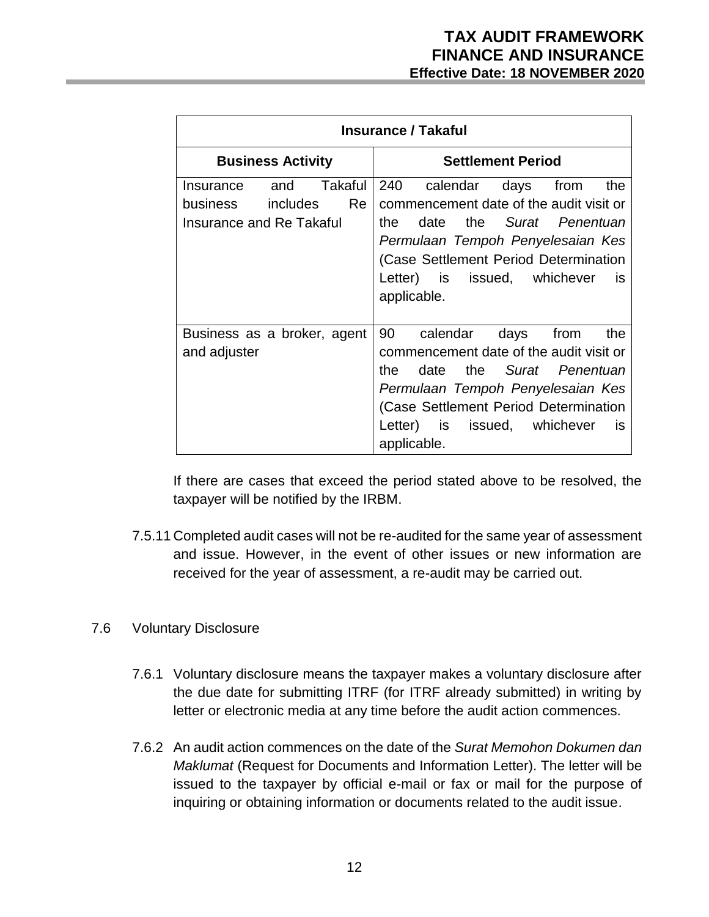| Insurance / Takaful | |
|---|---|
| **Business Activity** | **Settlement Period** |
| Insurance and Takaful business includes Re Insurance and Re Takaful | 240 calendar days from the commencement date of the audit visit or the date the *Surat Penentuan Permulaan Tempoh Penyelesaian Kes* (Case Settlement Period Determination Letter) is issued, whichever is applicable. |
| Business as a broker, agent and adjuster | 90 calendar days from the commencement date of the audit visit or the date the *Surat Penentuan Permulaan Tempoh Penyelesaian Kes* (Case Settlement Period Determination Letter) is issued, whichever is applicable. |

If there are cases that exceed the period stated above to be resolved, the taxpayer will be notified by the IRBM.

7.5.11 Completed audit cases will not be re-audited for the same year of assessment and issue. However, in the event of other issues or new information are received for the year of assessment, a re-audit may be carried out.

## 7.6 Voluntary Disclosure

7.6.1 Voluntary disclosure means the taxpayer makes a voluntary disclosure after the due date for submitting ITRF (for ITRF already submitted) in writing by letter or electronic media at any time before the audit action commences.

7.6.2 An audit action commences on the date of the *Surat Memohon Dokumen dan Maklumat* (Request for Documents and Information Letter). The letter will be issued to the taxpayer by official e-mail or fax or mail for the purpose of inquiring or obtaining information or documents related to the audit issue.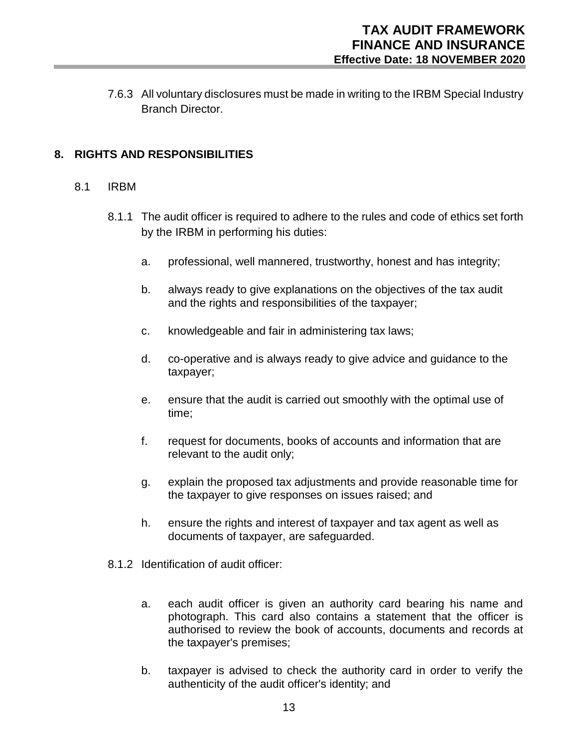7.6.3 All voluntary disclosures must be made in writing to the IRBM Special Industry Branch Director.

## 8. RIGHTS AND RESPONSIBILITIES

### 8.1 IRBM

8.1.1 The audit officer is required to adhere to the rules and code of ethics set forth by the IRBM in performing his duties:

a. professional, well mannered, trustworthy, honest and has integrity;

b. always ready to give explanations on the objectives of the tax audit and the rights and responsibilities of the taxpayer;

c. knowledgeable and fair in administering tax laws;

d. co-operative and is always ready to give advice and guidance to the taxpayer;

e. ensure that the audit is carried out smoothly with the optimal use of time;

f. request for documents, books of accounts and information that are relevant to the audit only;

g. explain the proposed tax adjustments and provide reasonable time for the taxpayer to give responses on issues raised; and

h. ensure the rights and interest of taxpayer and tax agent as well as documents of taxpayer, are safeguarded.

8.1.2 Identification of audit officer:

a. each audit officer is given an authority card bearing his name and photograph. This card also contains a statement that the officer is authorised to review the book of accounts, documents and records at the taxpayer's premises;

b. taxpayer is advised to check the authority card in order to verify the authenticity of the audit officer's identity; and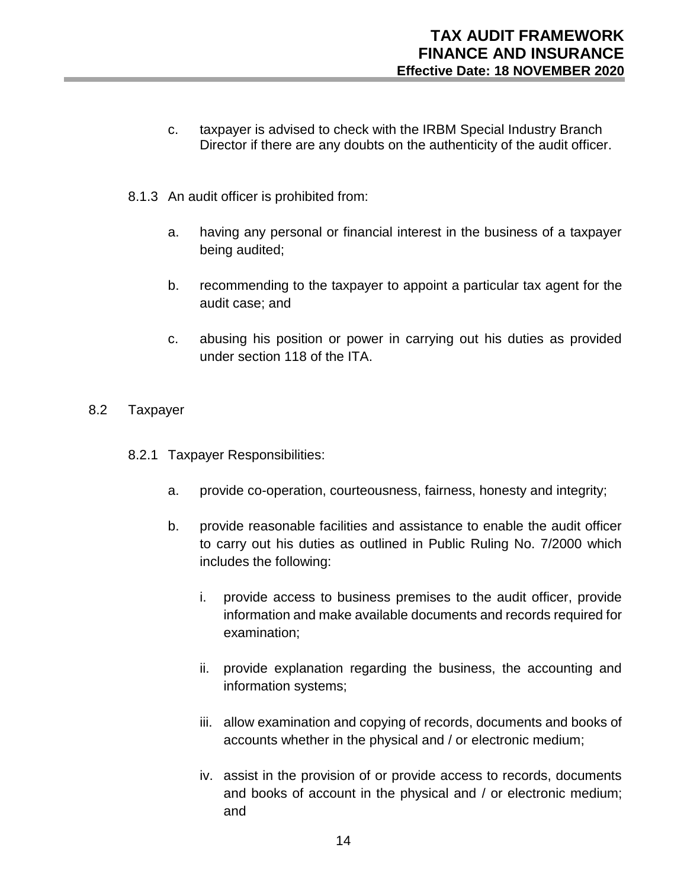c. taxpayer is advised to check with the IRBM Special Industry Branch Director if there are any doubts on the authenticity of the audit officer.

8.1.3 An audit officer is prohibited from:

a. having any personal or financial interest in the business of a taxpayer being audited;

b. recommending to the taxpayer to appoint a particular tax agent for the audit case; and

c. abusing his position or power in carrying out his duties as provided under section 118 of the ITA.

## 8.2 Taxpayer

8.2.1 Taxpayer Responsibilities:

a. provide co-operation, courteousness, fairness, honesty and integrity;

b. provide reasonable facilities and assistance to enable the audit officer to carry out his duties as outlined in Public Ruling No. 7/2000 which includes the following:

i. provide access to business premises to the audit officer, provide information and make available documents and records required for examination;

ii. provide explanation regarding the business, the accounting and information systems;

iii. allow examination and copying of records, documents and books of accounts whether in the physical and / or electronic medium;

iv. assist in the provision of or provide access to records, documents and books of account in the physical and / or electronic medium; and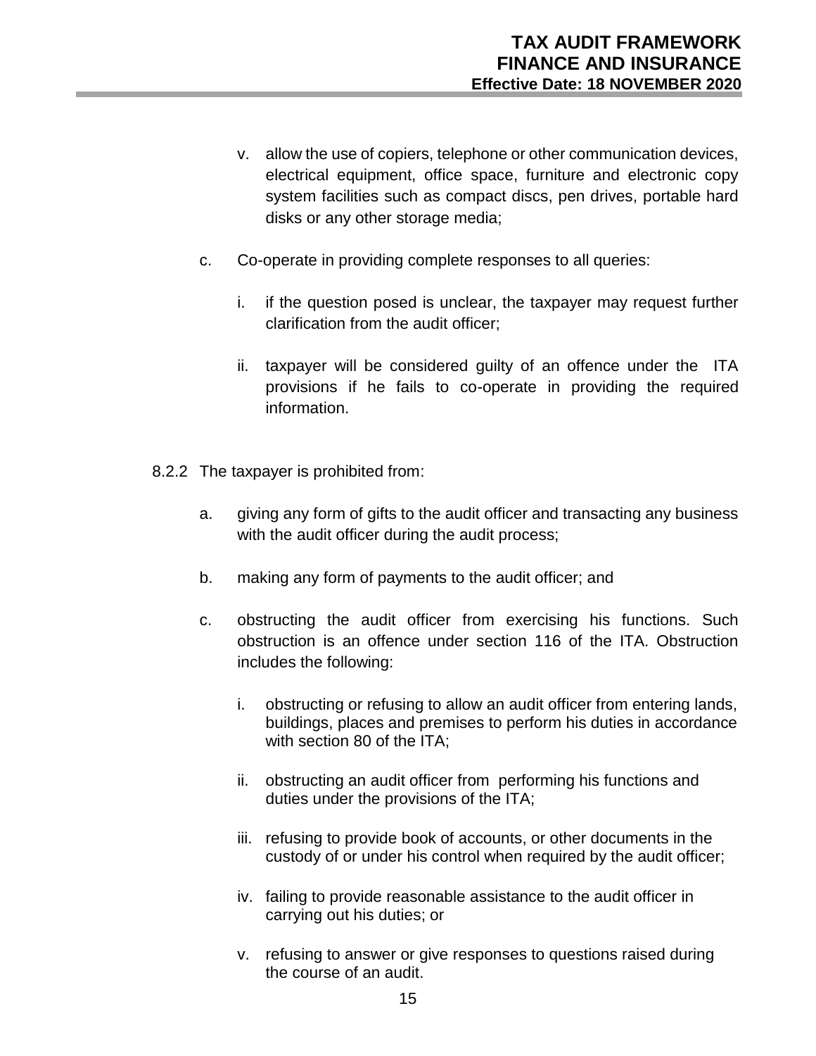v. allow the use of copiers, telephone or other communication devices, electrical equipment, office space, furniture and electronic copy system facilities such as compact discs, pen drives, portable hard disks or any other storage media;

c. Co-operate in providing complete responses to all queries:

i. if the question posed is unclear, the taxpayer may request further clarification from the audit officer;

ii. taxpayer will be considered guilty of an offence under the ITA provisions if he fails to co-operate in providing the required information.

8.2.2 The taxpayer is prohibited from:

a. giving any form of gifts to the audit officer and transacting any business with the audit officer during the audit process;

b. making any form of payments to the audit officer; and

c. obstructing the audit officer from exercising his functions. Such obstruction is an offence under section 116 of the ITA. Obstruction includes the following:

i. obstructing or refusing to allow an audit officer from entering lands, buildings, places and premises to perform his duties in accordance with section 80 of the ITA;

ii. obstructing an audit officer from performing his functions and duties under the provisions of the ITA;

iii. refusing to provide book of accounts, or other documents in the custody of or under his control when required by the audit officer;

iv. failing to provide reasonable assistance to the audit officer in carrying out his duties; or

v. refusing to answer or give responses to questions raised during the course of an audit.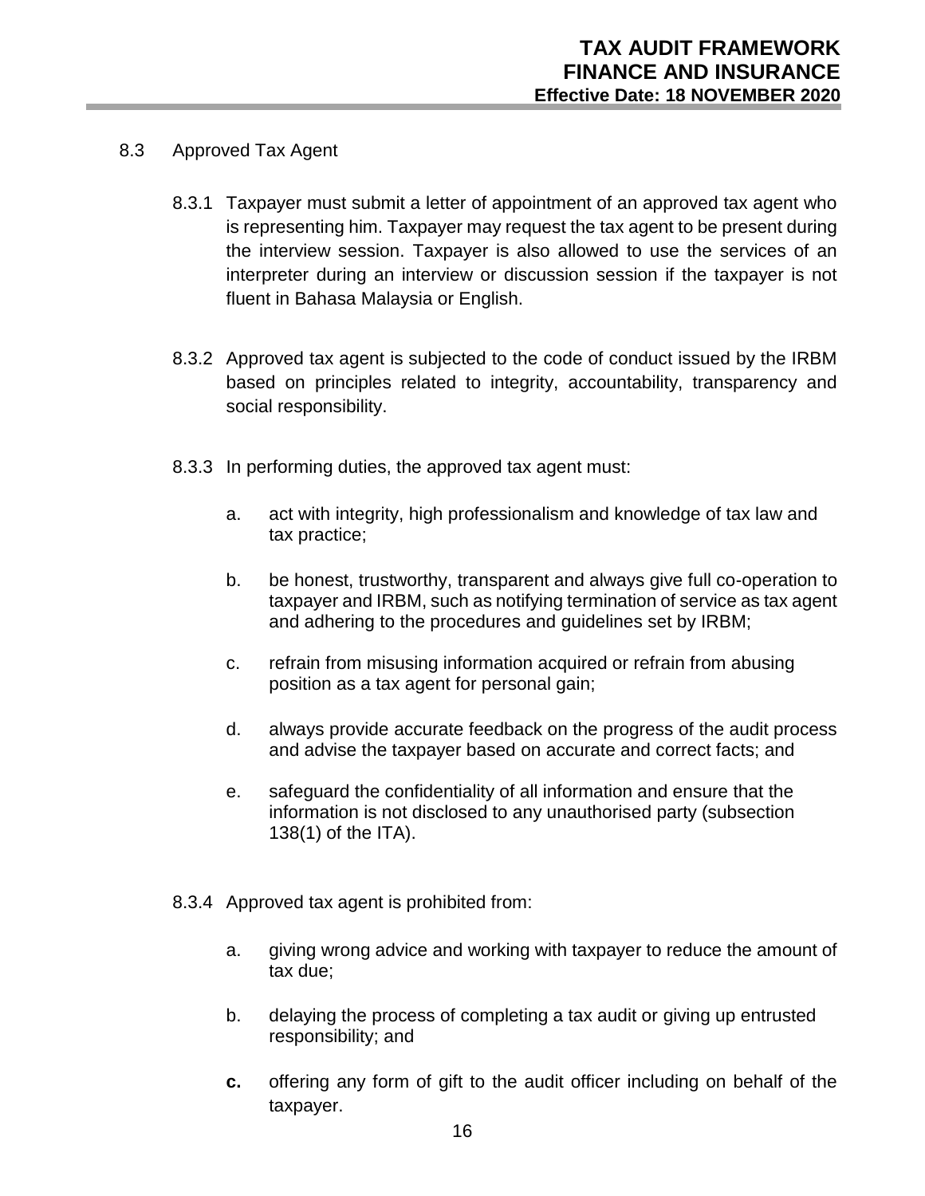## 8.3 Approved Tax Agent

8.3.1 Taxpayer must submit a letter of appointment of an approved tax agent who is representing him. Taxpayer may request the tax agent to be present during the interview session. Taxpayer is also allowed to use the services of an interpreter during an interview or discussion session if the taxpayer is not fluent in Bahasa Malaysia or English.

8.3.2 Approved tax agent is subjected to the code of conduct issued by the IRBM based on principles related to integrity, accountability, transparency and social responsibility.

8.3.3 In performing duties, the approved tax agent must:

a. act with integrity, high professionalism and knowledge of tax law and tax practice;

b. be honest, trustworthy, transparent and always give full co-operation to taxpayer and IRBM, such as notifying termination of service as tax agent and adhering to the procedures and guidelines set by IRBM;

c. refrain from misusing information acquired or refrain from abusing position as a tax agent for personal gain;

d. always provide accurate feedback on the progress of the audit process and advise the taxpayer based on accurate and correct facts; and

e. safeguard the confidentiality of all information and ensure that the information is not disclosed to any unauthorised party (subsection 138(1) of the ITA).

8.3.4 Approved tax agent is prohibited from:

a. giving wrong advice and working with taxpayer to reduce the amount of tax due;

b. delaying the process of completing a tax audit or giving up entrusted responsibility; and

**c.** offering any form of gift to the audit officer including on behalf of the taxpayer.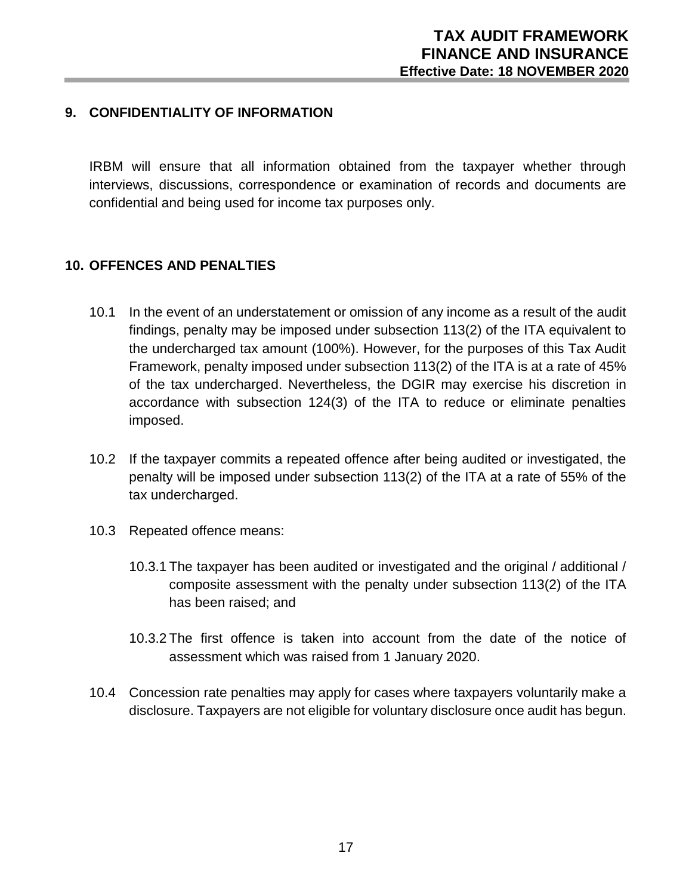## 9. CONFIDENTIALITY OF INFORMATION

IRBM will ensure that all information obtained from the taxpayer whether through interviews, discussions, correspondence or examination of records and documents are confidential and being used for income tax purposes only.

## 10. OFFENCES AND PENALTIES

10.1 In the event of an understatement or omission of any income as a result of the audit findings, penalty may be imposed under subsection 113(2) of the ITA equivalent to the undercharged tax amount (100%). However, for the purposes of this Tax Audit Framework, penalty imposed under subsection 113(2) of the ITA is at a rate of 45% of the tax undercharged. Nevertheless, the DGIR may exercise his discretion in accordance with subsection 124(3) of the ITA to reduce or eliminate penalties imposed.

10.2 If the taxpayer commits a repeated offence after being audited or investigated, the penalty will be imposed under subsection 113(2) of the ITA at a rate of 55% of the tax undercharged.

10.3 Repeated offence means:

10.3.1 The taxpayer has been audited or investigated and the original / additional / composite assessment with the penalty under subsection 113(2) of the ITA has been raised; and

10.3.2 The first offence is taken into account from the date of the notice of assessment which was raised from 1 January 2020.

10.4 Concession rate penalties may apply for cases where taxpayers voluntarily make a disclosure. Taxpayers are not eligible for voluntary disclosure once audit has begun.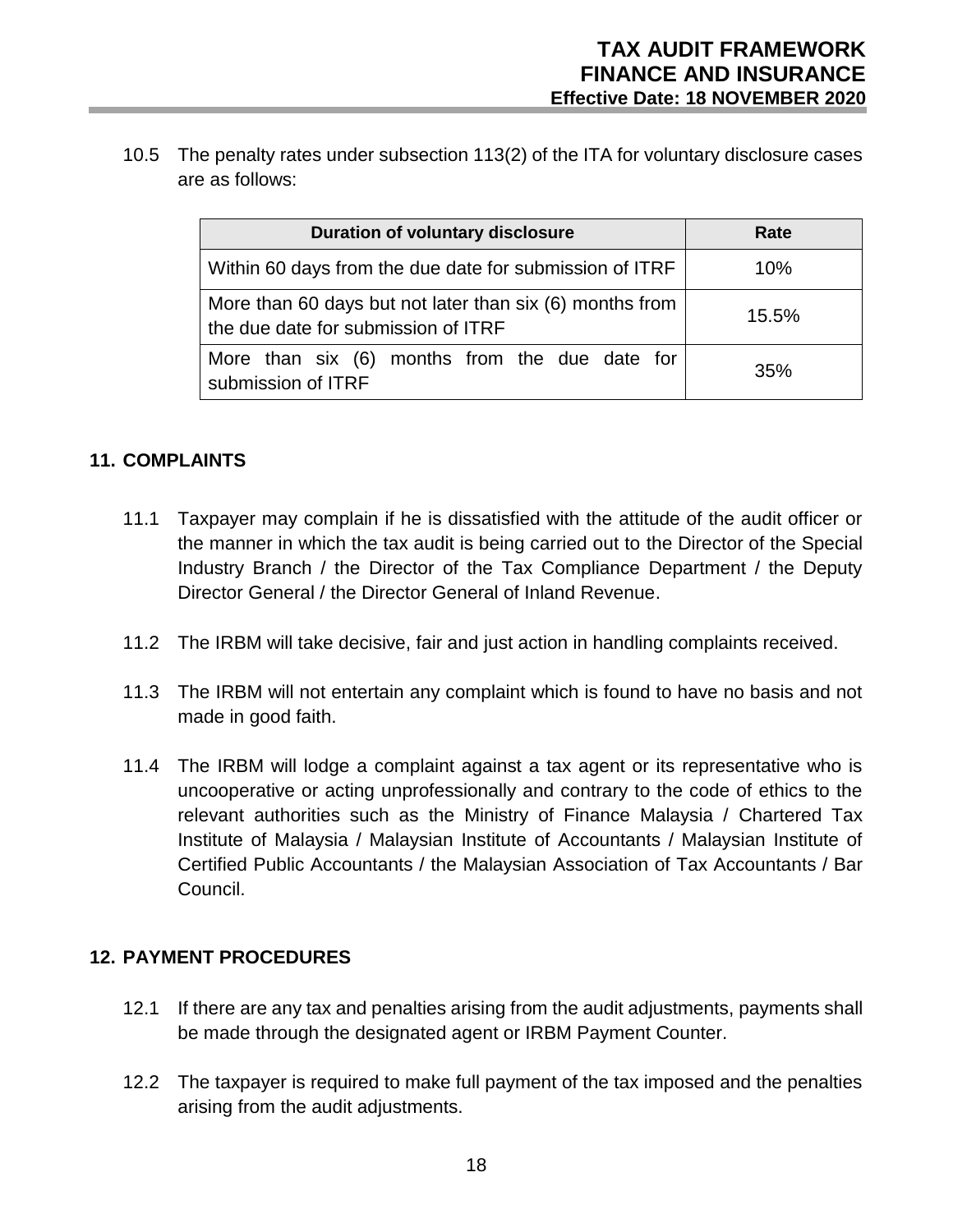10.5 The penalty rates under subsection 113(2) of the ITA for voluntary disclosure cases are as follows:

| Duration of voluntary disclosure | Rate |
| --- | --- |
| Within 60 days from the due date for submission of ITRF | 10% |
| More than 60 days but not later than six (6) months from the due date for submission of ITRF | 15.5% |
| More than six (6) months from the due date for submission of ITRF | 35% |

## 11. COMPLAINTS

11.1 Taxpayer may complain if he is dissatisfied with the attitude of the audit officer or the manner in which the tax audit is being carried out to the Director of the Special Industry Branch / the Director of the Tax Compliance Department / the Deputy Director General / the Director General of Inland Revenue.

11.2 The IRBM will take decisive, fair and just action in handling complaints received.

11.3 The IRBM will not entertain any complaint which is found to have no basis and not made in good faith.

11.4 The IRBM will lodge a complaint against a tax agent or its representative who is uncooperative or acting unprofessionally and contrary to the code of ethics to the relevant authorities such as the Ministry of Finance Malaysia / Chartered Tax Institute of Malaysia / Malaysian Institute of Accountants / Malaysian Institute of Certified Public Accountants / the Malaysian Association of Tax Accountants / Bar Council.

## 12. PAYMENT PROCEDURES

12.1 If there are any tax and penalties arising from the audit adjustments, payments shall be made through the designated agent or IRBM Payment Counter.

12.2 The taxpayer is required to make full payment of the tax imposed and the penalties arising from the audit adjustments.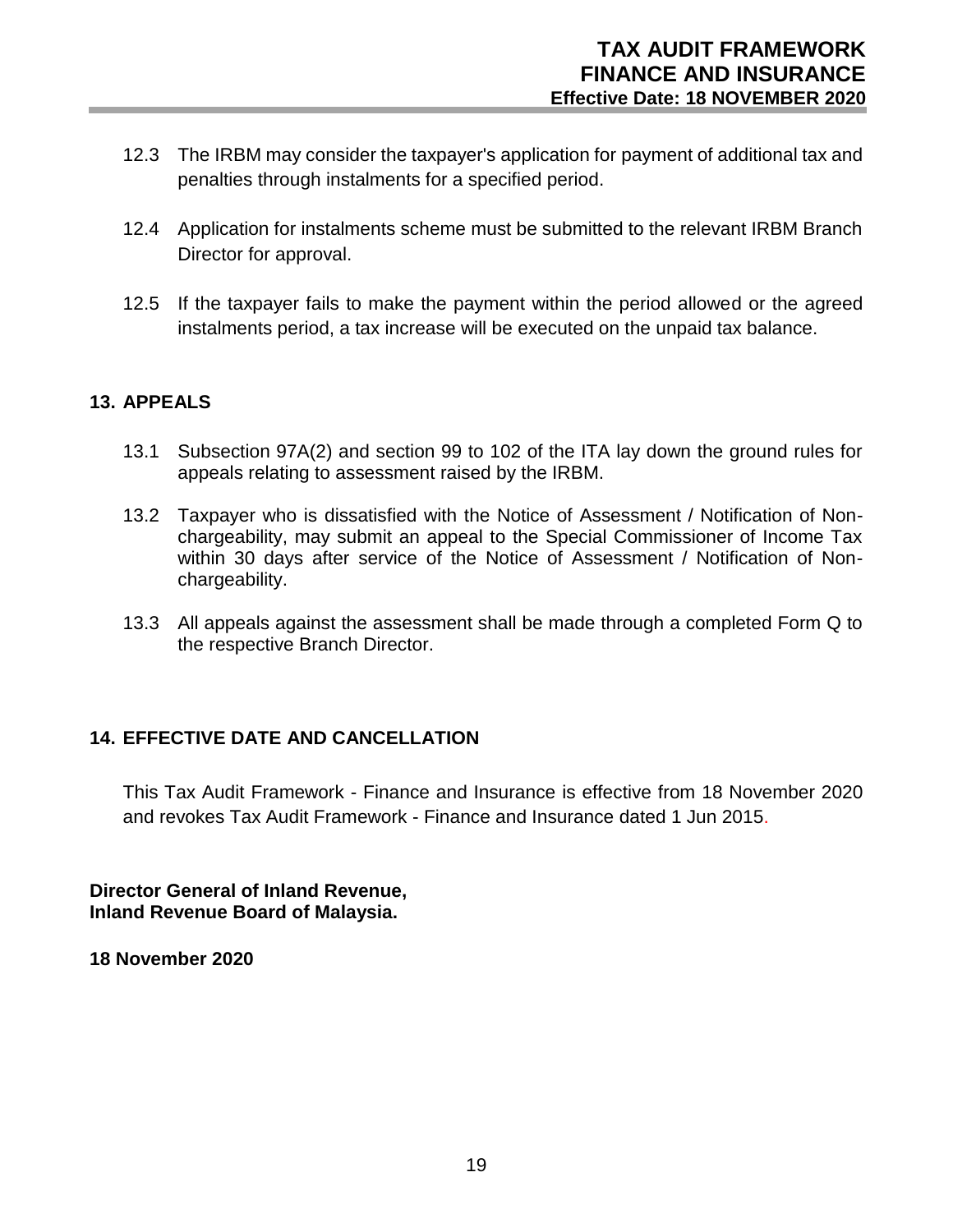12.3 The IRBM may consider the taxpayer's application for payment of additional tax and penalties through instalments for a specified period.

12.4 Application for instalments scheme must be submitted to the relevant IRBM Branch Director for approval.

12.5 If the taxpayer fails to make the payment within the period allowed or the agreed instalments period, a tax increase will be executed on the unpaid tax balance.

## 13. APPEALS

13.1 Subsection 97A(2) and section 99 to 102 of the ITA lay down the ground rules for appeals relating to assessment raised by the IRBM.

13.2 Taxpayer who is dissatisfied with the Notice of Assessment / Notification of Non-chargeability, may submit an appeal to the Special Commissioner of Income Tax within 30 days after service of the Notice of Assessment / Notification of Non-chargeability.

13.3 All appeals against the assessment shall be made through a completed Form Q to the respective Branch Director.

## 14. EFFECTIVE DATE AND CANCELLATION

This Tax Audit Framework - Finance and Insurance is effective from 18 November 2020 and revokes Tax Audit Framework - Finance and Insurance dated 1 Jun 2015.

**Director General of Inland Revenue,**
**Inland Revenue Board of Malaysia.**

**18 November 2020**